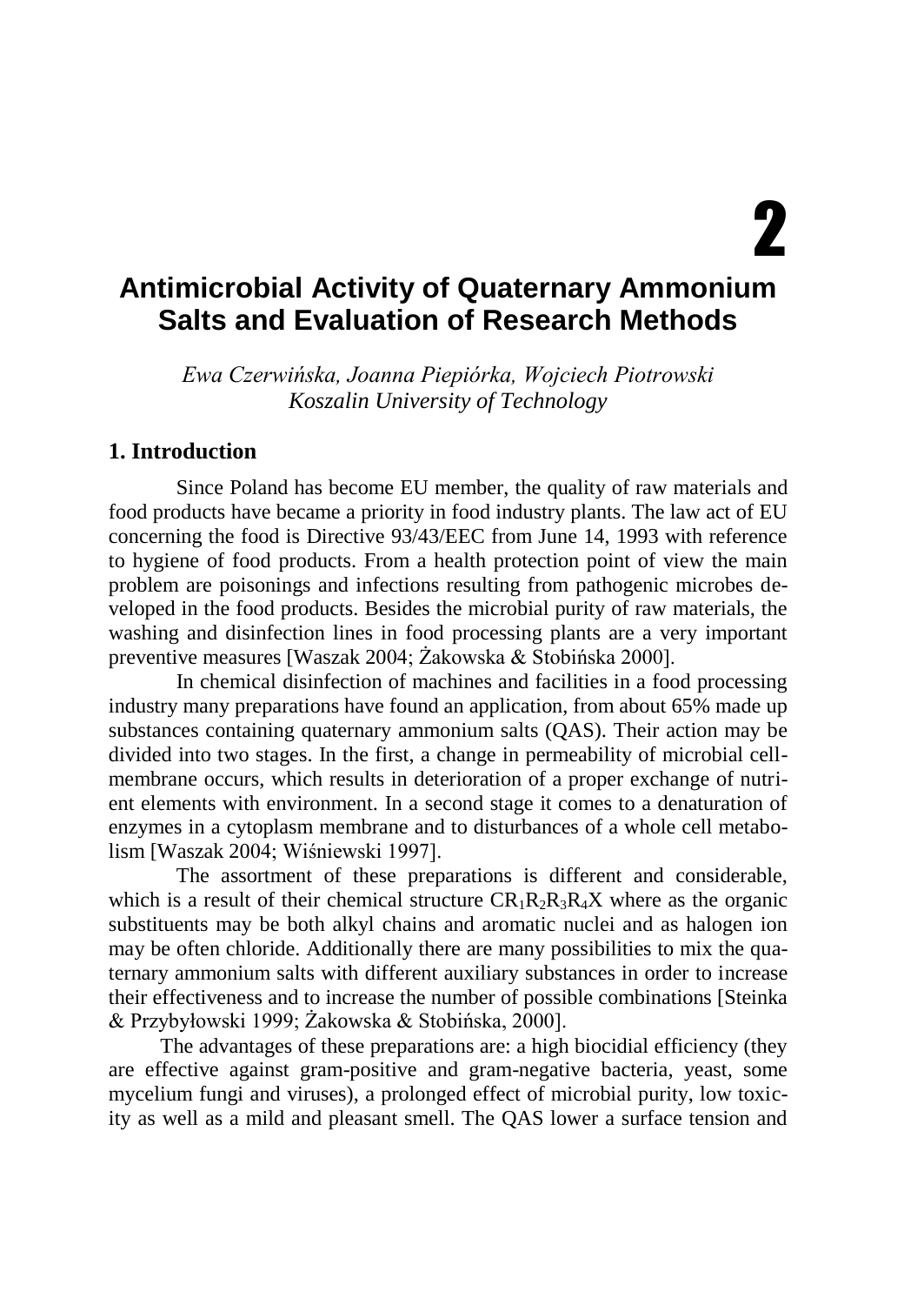# 2

# Antimicrobial Activity of Quaternary Ammonium Salts and Evaluation of Research Methods

*Ewa Czerwińska, Joanna Piepiórka, Wojciech Piotrowski*
*Koszalin University of Technology*

## 1. Introduction

Since Poland has become EU member, the quality of raw materials and food products have became a priority in food industry plants. The law act of EU concerning the food is Directive 93/43/EEC from June 14, 1993 with reference to hygiene of food products. From a health protection point of view the main problem are poisonings and infections resulting from pathogenic microbes developed in the food products. Besides the microbial purity of raw materials, the washing and disinfection lines in food processing plants are a very important preventive measures [Waszak 2004; Żakowska & Stobińska 2000].

In chemical disinfection of machines and facilities in a food processing industry many preparations have found an application, from about 65% made up substances containing quaternary ammonium salts (QAS). Their action may be divided into two stages. In the first, a change in permeability of microbial cell-membrane occurs, which results in deterioration of a proper exchange of nutrient elements with environment. In a second stage it comes to a denaturation of enzymes in a cytoplasm membrane and to disturbances of a whole cell metabolism [Waszak 2004; Wiśniewski 1997].

The assortment of these preparations is different and considerable, which is a result of their chemical structure $CR_1R_2R_3R_4X$ where as the organic substituents may be both alkyl chains and aromatic nuclei and as halogen ion may be often chloride. Additionally there are many possibilities to mix the quaternary ammonium salts with different auxiliary substances in order to increase their effectiveness and to increase the number of possible combinations [Steinka & Przybyłowski 1999; Żakowska & Stobińska, 2000].

The advantages of these preparations are: a high biocidial efficiency (they are effective against gram-positive and gram-negative bacteria, yeast, some mycelium fungi and viruses), a prolonged effect of microbial purity, low toxicity as well as a mild and pleasant smell. The QAS lower a surface tension and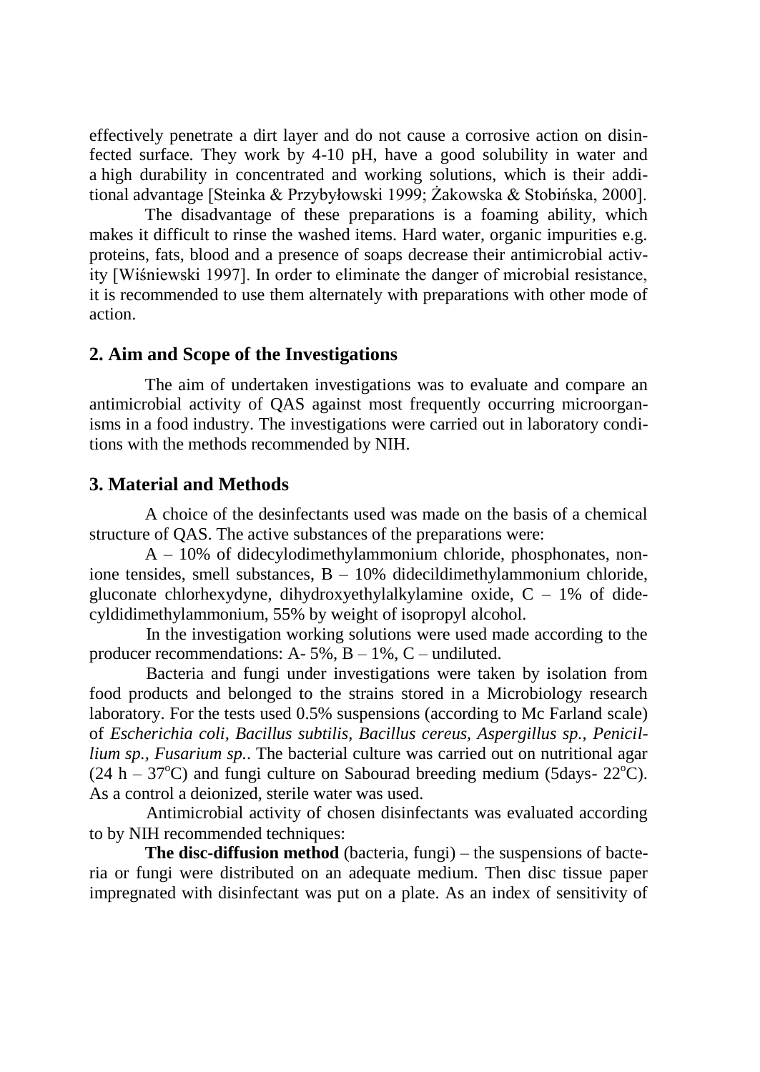effectively penetrate a dirt layer and do not cause a corrosive action on disinfected surface. They work by 4-10 pH, have a good solubility in water and a high durability in concentrated and working solutions, which is their additional advantage [Steinka & Przybyłowski 1999; Żakowska & Stobińska, 2000].

The disadvantage of these preparations is a foaming ability, which makes it difficult to rinse the washed items. Hard water, organic impurities e.g. proteins, fats, blood and a presence of soaps decrease their antimicrobial activity [Wiśniewski 1997]. In order to eliminate the danger of microbial resistance, it is recommended to use them alternately with preparations with other mode of action.

## 2. Aim and Scope of the Investigations

The aim of undertaken investigations was to evaluate and compare an antimicrobial activity of QAS against most frequently occurring microorganisms in a food industry. The investigations were carried out in laboratory conditions with the methods recommended by NIH.

## 3. Material and Methods

A choice of the desinfectants used was made on the basis of a chemical structure of QAS. The active substances of the preparations were:

A – 10% of didecylodimethylammonium chloride, phosphonates, nonione tensides, smell substances, B – 10% didecildimethylammonium chloride, gluconate chlorhexydyne, dihydroxyethylalkylamine oxide, C – 1% of didecyldidimethylammonium, 55% by weight of isopropyl alcohol.

In the investigation working solutions were used made according to the producer recommendations: A- 5%, B – 1%, C – undiluted.

Bacteria and fungi under investigations were taken by isolation from food products and belonged to the strains stored in a Microbiology research laboratory. For the tests used 0.5% suspensions (according to Mc Farland scale) of *Escherichia coli, Bacillus subtilis, Bacillus cereus, Aspergillus sp., Penicillium sp., Fusarium sp.*. The bacterial culture was carried out on nutritional agar (24 h – 37$^{o}$C) and fungi culture on Sabourad breeding medium (5days- 22$^{o}$C). As a control a deionized, sterile water was used.

Antimicrobial activity of chosen disinfectants was evaluated according to by NIH recommended techniques:

**The disc-diffusion method** (bacteria, fungi) – the suspensions of bacteria or fungi were distributed on an adequate medium. Then disc tissue paper impregnated with disinfectant was put on a plate. As an index of sensitivity of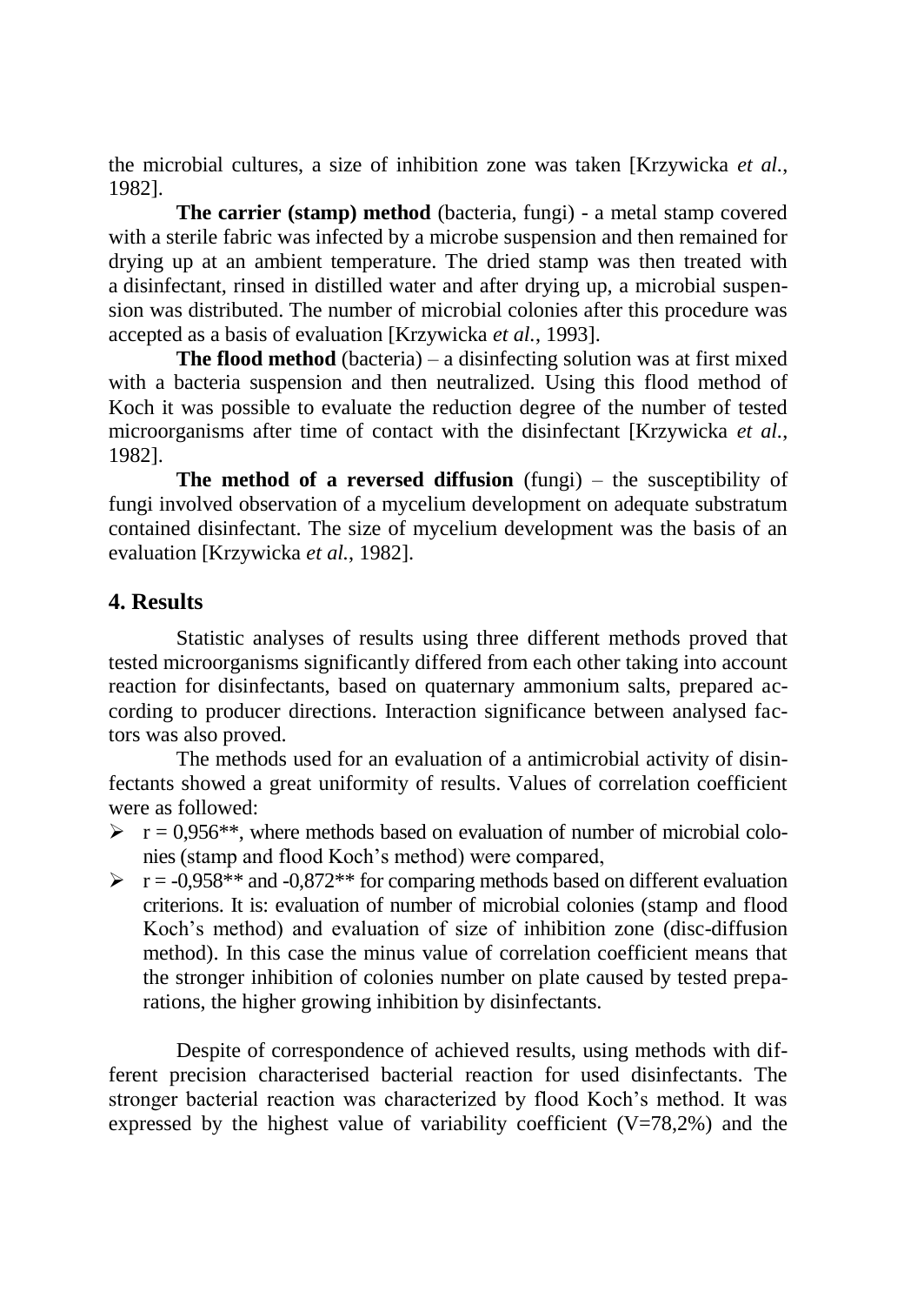the microbial cultures, a size of inhibition zone was taken [Krzywicka *et al.*, 1982].

**The carrier (stamp) method** (bacteria, fungi) - a metal stamp covered with a sterile fabric was infected by a microbe suspension and then remained for drying up at an ambient temperature. The dried stamp was then treated with a disinfectant, rinsed in distilled water and after drying up, a microbial suspension was distributed. The number of microbial colonies after this procedure was accepted as a basis of evaluation [Krzywicka *et al.*, 1993].

**The flood method** (bacteria) – a disinfecting solution was at first mixed with a bacteria suspension and then neutralized. Using this flood method of Koch it was possible to evaluate the reduction degree of the number of tested microorganisms after time of contact with the disinfectant [Krzywicka *et al.*, 1982].

**The method of a reversed diffusion** (fungi) – the susceptibility of fungi involved observation of a mycelium development on adequate substratum contained disinfectant. The size of mycelium development was the basis of an evaluation [Krzywicka *et al.*, 1982].

## 4. Results

Statistic analyses of results using three different methods proved that tested microorganisms significantly differed from each other taking into account reaction for disinfectants, based on quaternary ammonium salts, prepared according to producer directions. Interaction significance between analysed factors was also proved.

The methods used for an evaluation of a antimicrobial activity of disinfectants showed a great uniformity of results. Values of correlation coefficient were as followed:

- r = 0,956**, where methods based on evaluation of number of microbial colonies (stamp and flood Koch's method) were compared,
- r = -0,958** and -0,872** for comparing methods based on different evaluation criterions. It is: evaluation of number of microbial colonies (stamp and flood Koch's method) and evaluation of size of inhibition zone (disc-diffusion method). In this case the minus value of correlation coefficient means that the stronger inhibition of colonies number on plate caused by tested preparations, the higher growing inhibition by disinfectants.

Despite of correspondence of achieved results, using methods with different precision characterised bacterial reaction for used disinfectants. The stronger bacterial reaction was characterized by flood Koch's method. It was expressed by the highest value of variability coefficient (V=78,2%) and the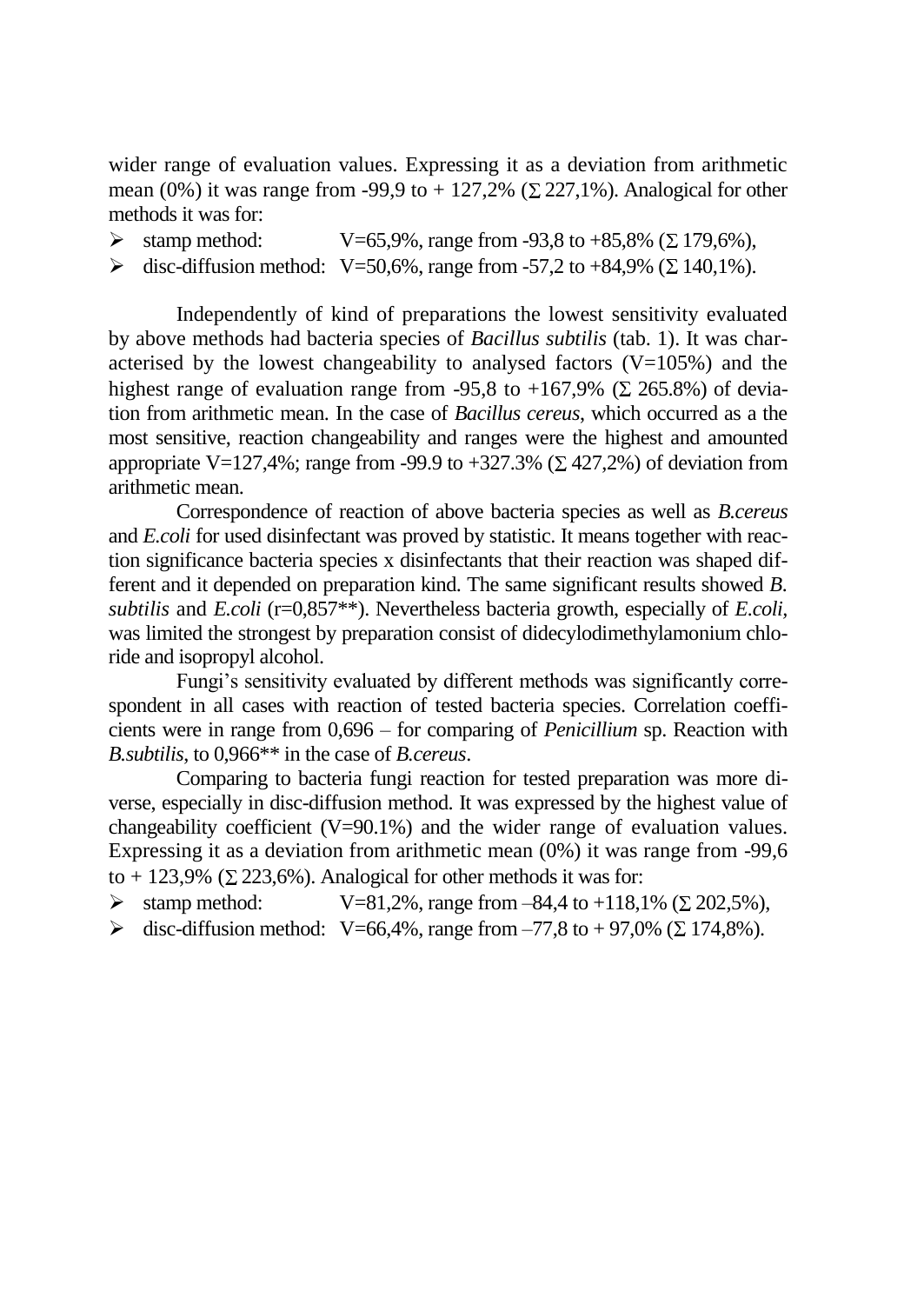wider range of evaluation values. Expressing it as a deviation from arithmetic mean (0%) it was range from -99,9 to + 127,2% (∑ 227,1%). Analogical for other methods it was for:

- stamp method: V=65,9%, range from -93,8 to +85,8% (∑ 179,6%),
- disc-diffusion method: V=50,6%, range from -57,2 to +84,9% (∑ 140,1%).

Independently of kind of preparations the lowest sensitivity evaluated by above methods had bacteria species of *Bacillus subtilis* (tab. 1). It was characterised by the lowest changeability to analysed factors (V=105%) and the highest range of evaluation range from -95,8 to +167,9% (∑ 265.8%) of deviation from arithmetic mean. In the case of *Bacillus cereus*, which occurred as a the most sensitive, reaction changeability and ranges were the highest and amounted appropriate V=127,4%; range from -99.9 to +327.3% (∑ 427,2%) of deviation from arithmetic mean.

Correspondence of reaction of above bacteria species as well as *B.cereus* and *E.coli* for used disinfectant was proved by statistic. It means together with reaction significance bacteria species x disinfectants that their reaction was shaped different and it depended on preparation kind. The same significant results showed *B. subtilis* and *E.coli* (r=0,857**). Nevertheless bacteria growth, especially of *E.coli*, was limited the strongest by preparation consist of didecylodimethylamonium chloride and isopropyl alcohol.

Fungi's sensitivity evaluated by different methods was significantly correspondent in all cases with reaction of tested bacteria species. Correlation coefficients were in range from 0,696 – for comparing of *Penicillium* sp. Reaction with *B.subtilis*, to 0,966** in the case of *B.cereus*.

Comparing to bacteria fungi reaction for tested preparation was more diverse, especially in disc-diffusion method. It was expressed by the highest value of changeability coefficient (V=90.1%) and the wider range of evaluation values. Expressing it as a deviation from arithmetic mean (0%) it was range from -99,6 to + 123,9% (∑ 223,6%). Analogical for other methods it was for:

- stamp method: V=81,2%, range from –84,4 to +118,1% (∑ 202,5%),
- disc-diffusion method: V=66,4%, range from –77,8 to + 97,0% (∑ 174,8%).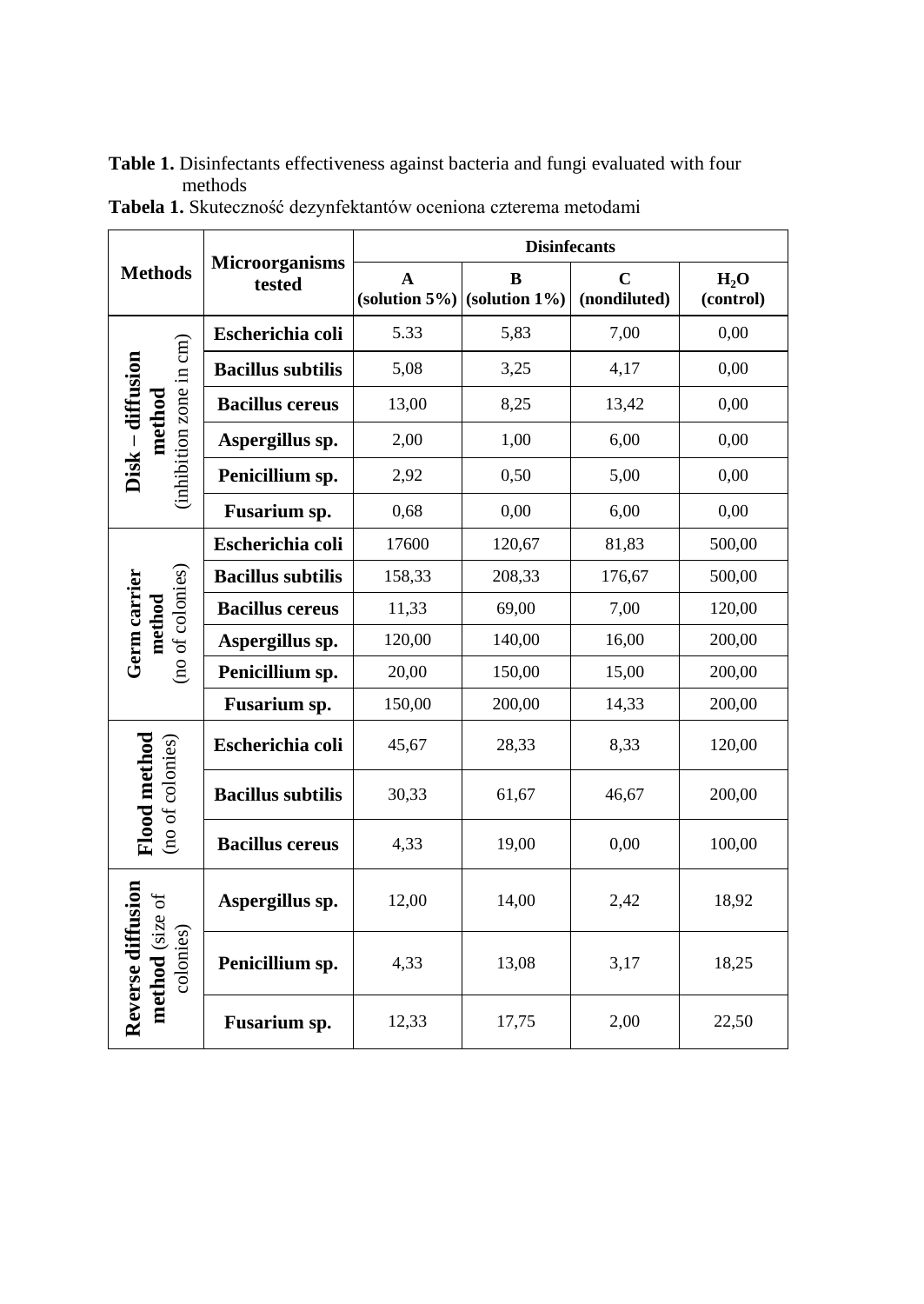**Table 1.** Disinfectants effectiveness against bacteria and fungi evaluated with four methods

**Tabela 1.** Skuteczność dezynfektantów oceniona czterema metodami

| Methods | Microorganisms tested | Disinfecants | | | |
|---|---|---|---|---|---|
| | | **A (solution 5%)** | **B (solution 1%)** | **C (nondiluted)** | **$H_2O$ (control)** |
| **Disk – diffusion method** (inhibition zone in cm) | **Escherichia coli** | 5.33 | 5,83 | 7,00 | 0,00 |
| | **Bacillus subtilis** | 5,08 | 3,25 | 4,17 | 0,00 |
| | **Bacillus cereus** | 13,00 | 8,25 | 13,42 | 0,00 |
| | **Aspergillus sp.** | 2,00 | 1,00 | 6,00 | 0,00 |
| | **Penicillium sp.** | 2,92 | 0,50 | 5,00 | 0,00 |
| | **Fusarium sp.** | 0,68 | 0,00 | 6,00 | 0,00 |
| **Germ carrier method** (no of colonies) | **Escherichia coli** | 17600 | 120,67 | 81,83 | 500,00 |
| | **Bacillus subtilis** | 158,33 | 208,33 | 176,67 | 500,00 |
| | **Bacillus cereus** | 11,33 | 69,00 | 7,00 | 120,00 |
| | **Aspergillus sp.** | 120,00 | 140,00 | 16,00 | 200,00 |
| | **Penicillium sp.** | 20,00 | 150,00 | 15,00 | 200,00 |
| | **Fusarium sp.** | 150,00 | 200,00 | 14,33 | 200,00 |
| **Flood method** (no of colonies) | **Escherichia coli** | 45,67 | 28,33 | 8,33 | 120,00 |
| | **Bacillus subtilis** | 30,33 | 61,67 | 46,67 | 200,00 |
| | **Bacillus cereus** | 4,33 | 19,00 | 0,00 | 100,00 |
| **Reverse diffusion method** (size of colonies) | **Aspergillus sp.** | 12,00 | 14,00 | 2,42 | 18,92 |
| | **Penicillium sp.** | 4,33 | 13,08 | 3,17 | 18,25 |
| | **Fusarium sp.** | 12,33 | 17,75 | 2,00 | 22,50 |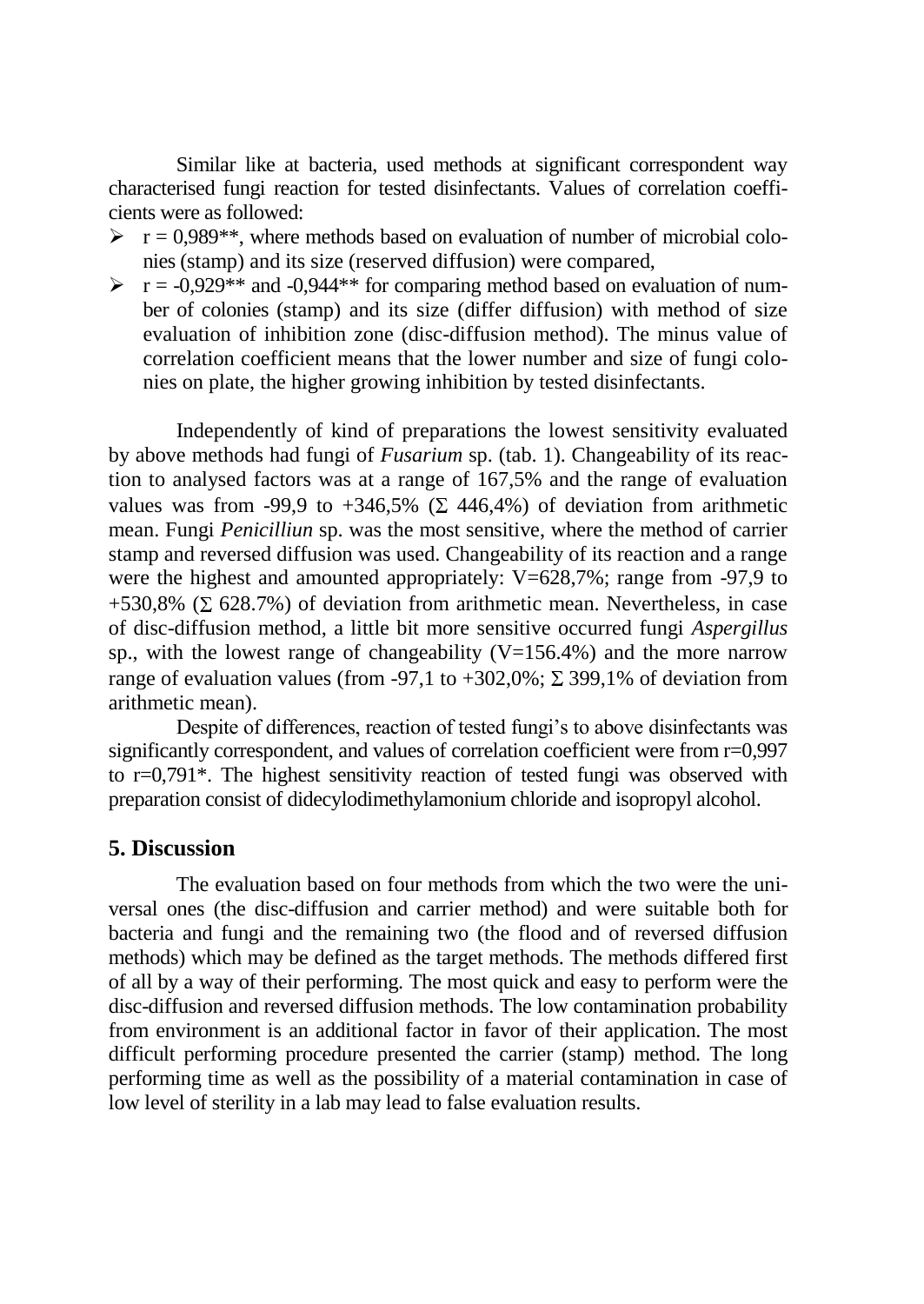Similar like at bacteria, used methods at significant correspondent way characterised fungi reaction for tested disinfectants. Values of correlation coefficients were as followed:

- $r = 0{,}989^{**}$, where methods based on evaluation of number of microbial colonies (stamp) and its size (reserved diffusion) were compared,
- $r = -0{,}929^{**}$ and $-0{,}944^{**}$ for comparing method based on evaluation of number of colonies (stamp) and its size (differ diffusion) with method of size evaluation of inhibition zone (disc-diffusion method). The minus value of correlation coefficient means that the lower number and size of fungi colonies on plate, the higher growing inhibition by tested disinfectants.

Independently of kind of preparations the lowest sensitivity evaluated by above methods had fungi of *Fusarium* sp. (tab. 1). Changeability of its reaction to analysed factors was at a range of 167,5% and the range of evaluation values was from -99,9 to +346,5% ($\Sigma$ 446,4%) of deviation from arithmetic mean. Fungi *Penicilliun* sp. was the most sensitive, where the method of carrier stamp and reversed diffusion was used. Changeability of its reaction and a range were the highest and amounted appropriately: V=628,7%; range from -97,9 to +530,8% ($\Sigma$ 628.7%) of deviation from arithmetic mean. Nevertheless, in case of disc-diffusion method, a little bit more sensitive occurred fungi *Aspergillus* sp., with the lowest range of changeability (V=156.4%) and the more narrow range of evaluation values (from -97,1 to +302,0%; $\Sigma$ 399,1% of deviation from arithmetic mean).

Despite of differences, reaction of tested fungi's to above disinfectants was significantly correspondent, and values of correlation coefficient were from $r=0{,}997$ to $r=0{,}791^{*}$. The highest sensitivity reaction of tested fungi was observed with preparation consist of didecylodimethylamonium chloride and isopropyl alcohol.

## 5. Discussion

The evaluation based on four methods from which the two were the universal ones (the disc-diffusion and carrier method) and were suitable both for bacteria and fungi and the remaining two (the flood and of reversed diffusion methods) which may be defined as the target methods. The methods differed first of all by a way of their performing. The most quick and easy to perform were the disc-diffusion and reversed diffusion methods. The low contamination probability from environment is an additional factor in favor of their application. The most difficult performing procedure presented the carrier (stamp) method. The long performing time as well as the possibility of a material contamination in case of low level of sterility in a lab may lead to false evaluation results.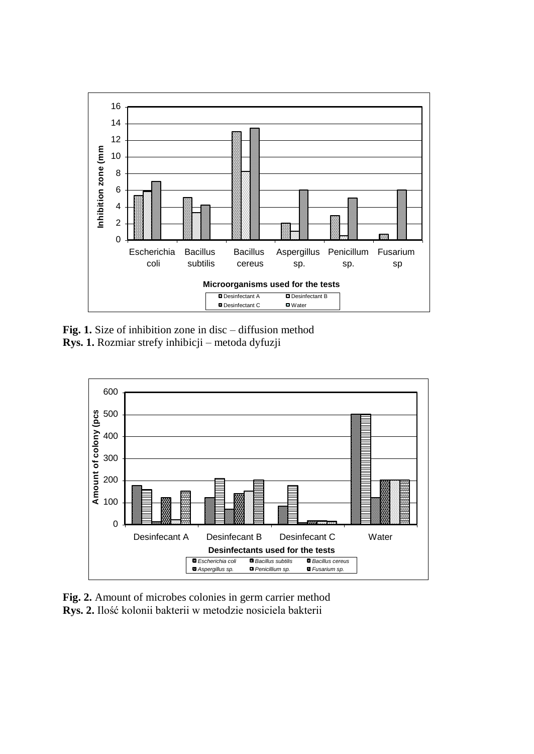**Fig. 1.** Size of inhibition zone in disc – diffusion method
**Rys. 1.** Rozmiar strefy inhibicji – metoda dyfuzji

**Fig. 2.** Amount of microbes colonies in germ carrier method
**Rys. 2.** Ilość kolonii bakterii w metodzie nosiciela bakterii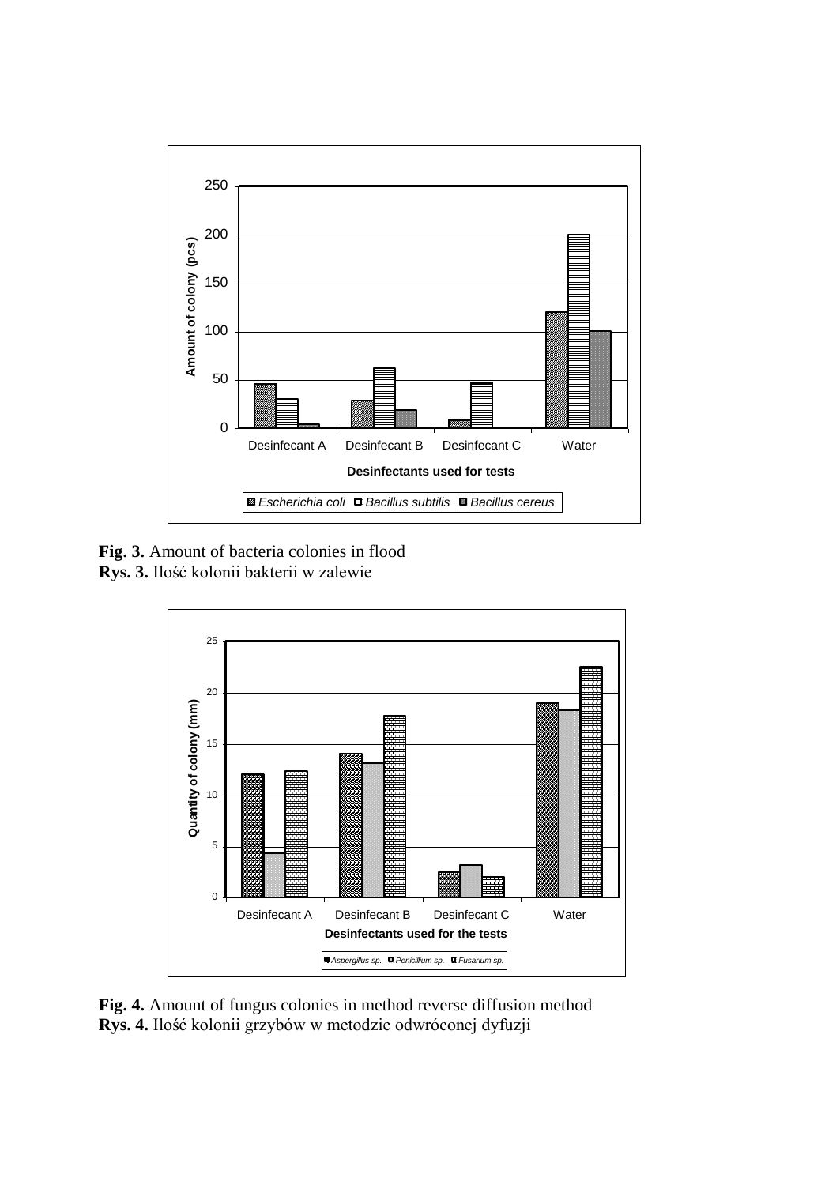**Fig. 3.** Amount of bacteria colonies in flood
**Rys. 3.** Ilość kolonii bakterii w zalewie

**Fig. 4.** Amount of fungus colonies in method reverse diffusion method
**Rys. 4.** Ilość kolonii grzybów w metodzie odwróconej dyfuzji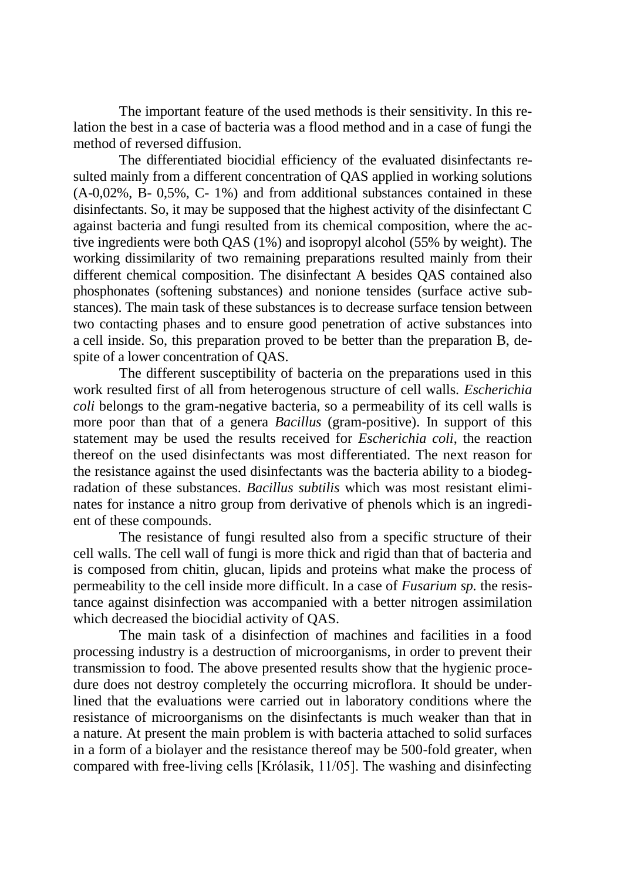The important feature of the used methods is their sensitivity. In this relation the best in a case of bacteria was a flood method and in a case of fungi the method of reversed diffusion.

The differentiated biocidial efficiency of the evaluated disinfectants resulted mainly from a different concentration of QAS applied in working solutions (A-0,02%, B- 0,5%, C- 1%) and from additional substances contained in these disinfectants. So, it may be supposed that the highest activity of the disinfectant C against bacteria and fungi resulted from its chemical composition, where the active ingredients were both QAS (1%) and isopropyl alcohol (55% by weight). The working dissimilarity of two remaining preparations resulted mainly from their different chemical composition. The disinfectant A besides QAS contained also phosphonates (softening substances) and nonione tensides (surface active substances). The main task of these substances is to decrease surface tension between two contacting phases and to ensure good penetration of active substances into a cell inside. So, this preparation proved to be better than the preparation B, despite of a lower concentration of QAS.

The different susceptibility of bacteria on the preparations used in this work resulted first of all from heterogenous structure of cell walls. *Escherichia coli* belongs to the gram-negative bacteria, so a permeability of its cell walls is more poor than that of a genera *Bacillus* (gram-positive). In support of this statement may be used the results received for *Escherichia coli*, the reaction thereof on the used disinfectants was most differentiated. The next reason for the resistance against the used disinfectants was the bacteria ability to a biodegradation of these substances. *Bacillus subtilis* which was most resistant eliminates for instance a nitro group from derivative of phenols which is an ingredient of these compounds.

The resistance of fungi resulted also from a specific structure of their cell walls. The cell wall of fungi is more thick and rigid than that of bacteria and is composed from chitin, glucan, lipids and proteins what make the process of permeability to the cell inside more difficult. In a case of *Fusarium sp.* the resistance against disinfection was accompanied with a better nitrogen assimilation which decreased the biocidial activity of QAS.

The main task of a disinfection of machines and facilities in a food processing industry is a destruction of microorganisms, in order to prevent their transmission to food. The above presented results show that the hygienic procedure does not destroy completely the occurring microflora. It should be underlined that the evaluations were carried out in laboratory conditions where the resistance of microorganisms on the disinfectants is much weaker than that in a nature. At present the main problem is with bacteria attached to solid surfaces in a form of a biolayer and the resistance thereof may be 500-fold greater, when compared with free-living cells [Królasik, 11/05]. The washing and disinfecting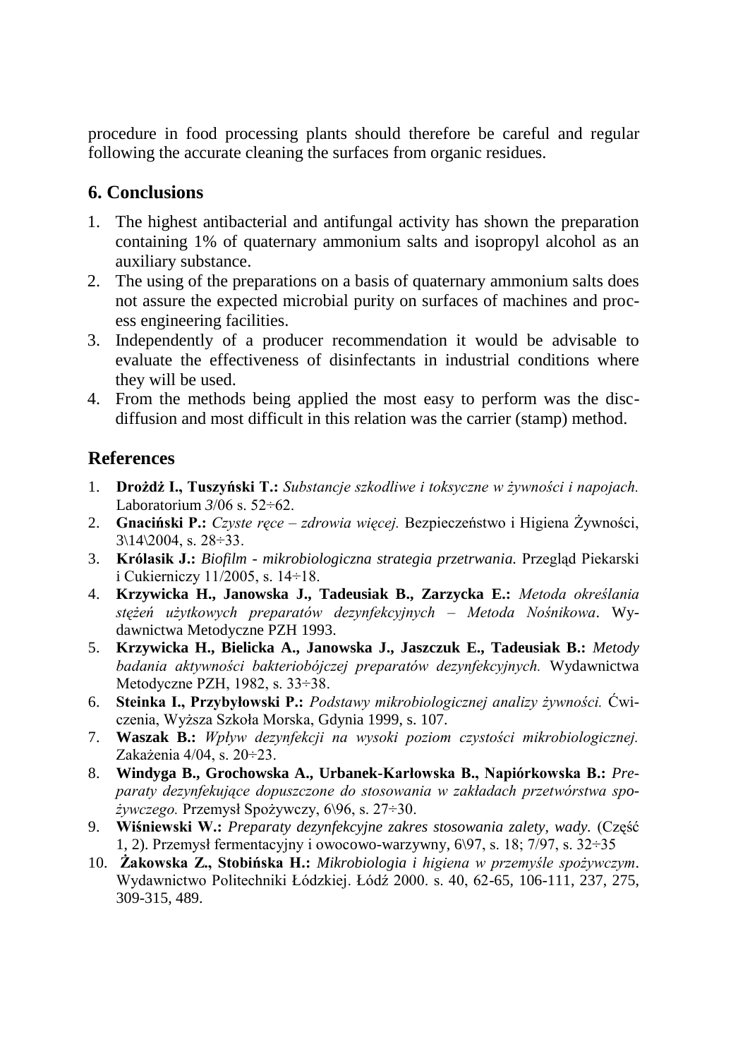procedure in food processing plants should therefore be careful and regular following the accurate cleaning the surfaces from organic residues.

## 6. Conclusions

1. The highest antibacterial and antifungal activity has shown the preparation containing 1% of quaternary ammonium salts and isopropyl alcohol as an auxiliary substance.
2. The using of the preparations on a basis of quaternary ammonium salts does not assure the expected microbial purity on surfaces of machines and process engineering facilities.
3. Independently of a producer recommendation it would be advisable to evaluate the effectiveness of disinfectants in industrial conditions where they will be used.
4. From the methods being applied the most easy to perform was the disc-diffusion and most difficult in this relation was the carrier (stamp) method.

## References

1. **Drożdż I., Tuszyński T.:** *Substancje szkodliwe i toksyczne w żywności i napojach.* Laboratorium 3/06 s. 52÷62.
2. **Gnaciński P.:** *Czyste ręce – zdrowia więcej.* Bezpieczeństwo i Higiena Żywności, 3\14\2004, s. 28÷33.
3. **Królasik J.:** *Biofilm - mikrobiologiczna strategia przetrwania.* Przegląd Piekarski i Cukierniczy 11/2005, s. 14÷18.
4. **Krzywicka H., Janowska J., Tadeusiak B., Zarzycka E.:** *Metoda określania stężeń użytkowych preparatów dezynfekcyjnych – Metoda Nośnikowa*. Wydawnictwa Metodyczne PZH 1993.
5. **Krzywicka H., Bielicka A., Janowska J., Jaszczuk E., Tadeusiak B.:** *Metody badania aktywności bakteriobójczej preparatów dezynfekcyjnych.* Wydawnictwa Metodyczne PZH, 1982, s. 33÷38.
6. **Steinka I., Przybyłowski P.:** *Podstawy mikrobiologicznej analizy żywności.* Ćwiczenia, Wyższa Szkoła Morska, Gdynia 1999, s. 107.
7. **Waszak B.:** *Wpływ dezynfekcji na wysoki poziom czystości mikrobiologicznej.* Zakażenia 4/04, s. 20÷23.
8. **Windyga B., Grochowska A., Urbanek-Karłowska B., Napiórkowska B.:** *Preparaty dezynfekujące dopuszczone do stosowania w zakładach przetwórstwa spożywczego.* Przemysł Spożywczy, 6\96, s. 27÷30.
9. **Wiśniewski W.:** *Preparaty dezynfekcyjne zakres stosowania zalety, wady.* (Część 1, 2). Przemysł fermentacyjny i owocowo-warzywny, 6\97, s. 18; 7/97, s. 32÷35
10. **Żakowska Z., Stobińska H.:** *Mikrobiologia i higiena w przemyśle spożywczym*. Wydawnictwo Politechniki Łódzkiej. Łódź 2000. s. 40, 62-65, 106-111, 237, 275, 309-315, 489.